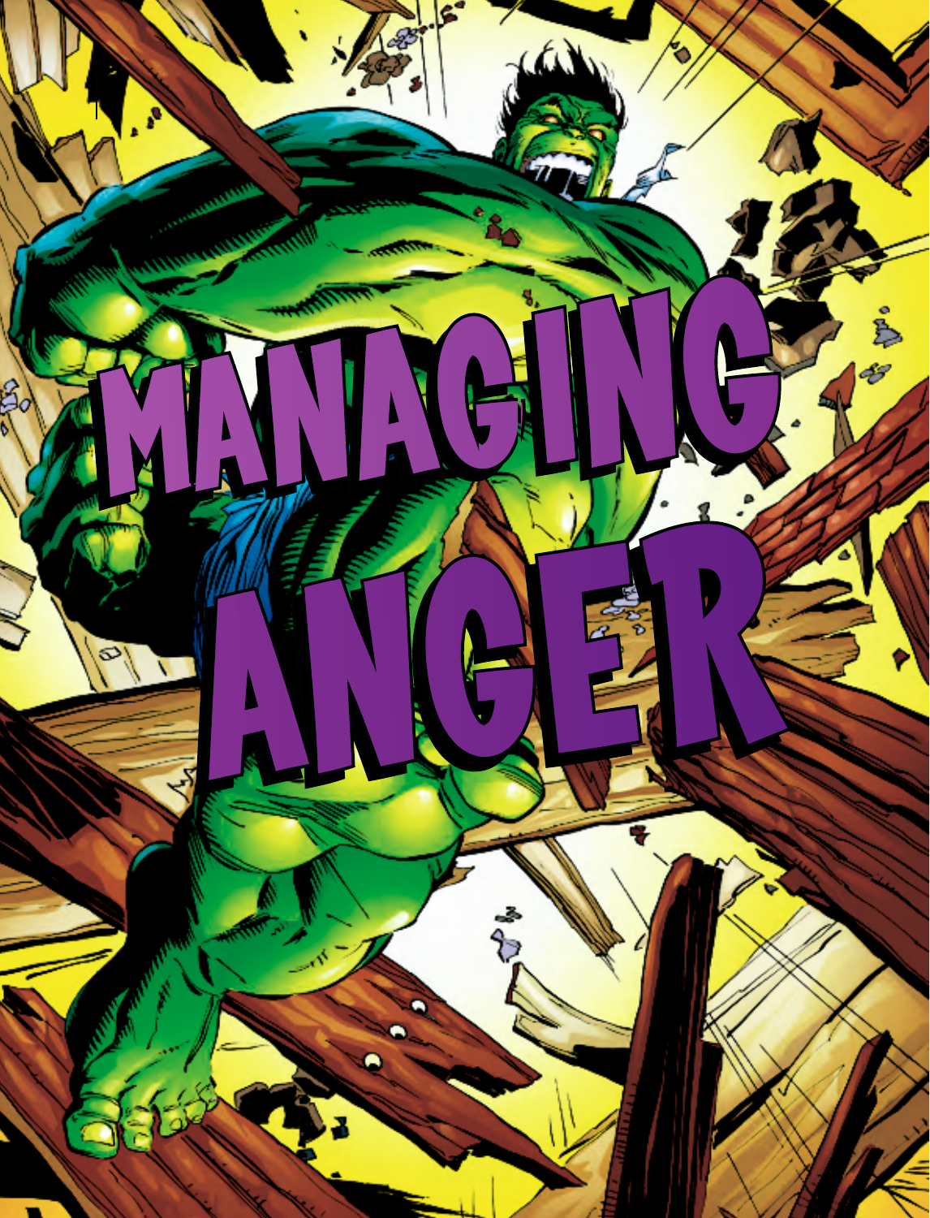# MANAGING ANGER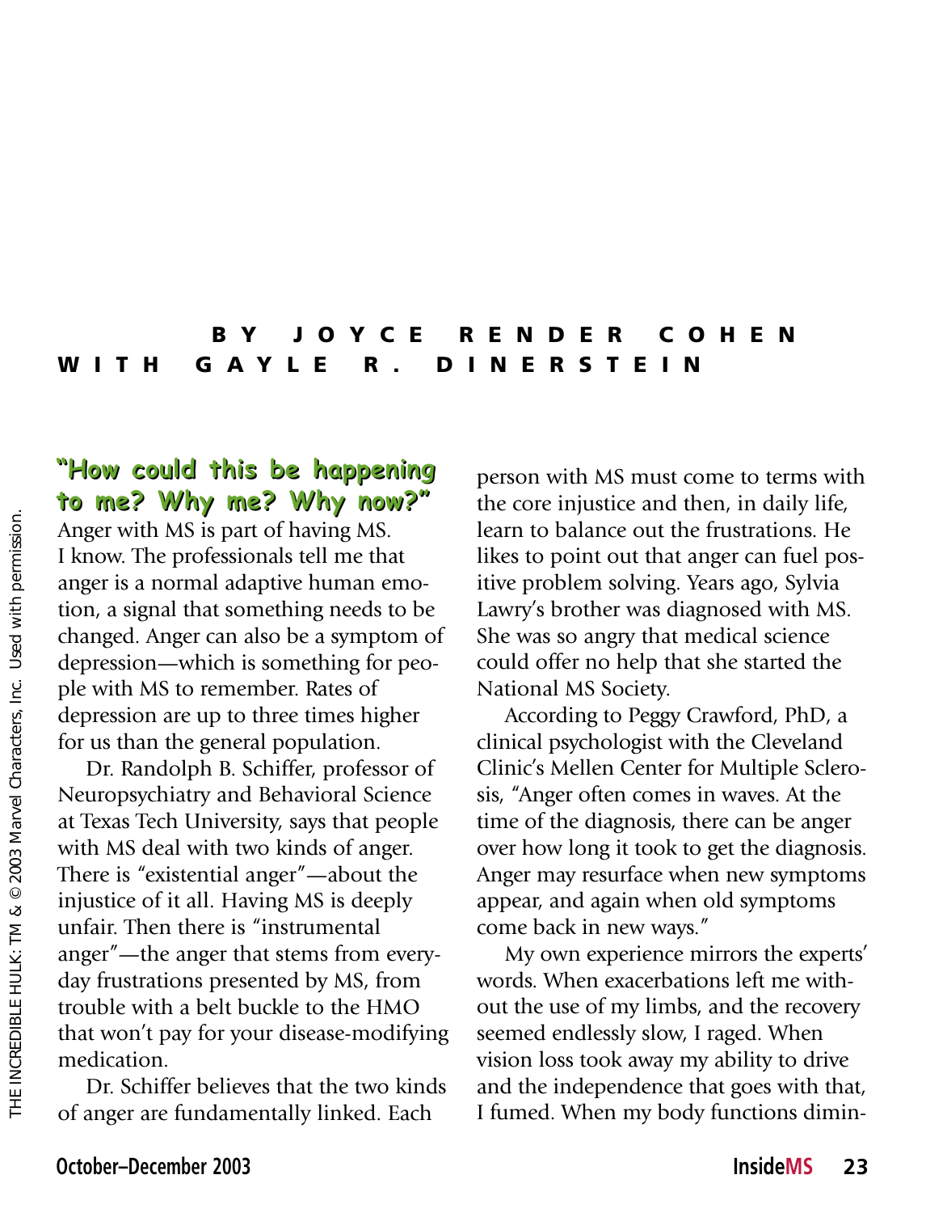BY JOYCE RENDER COHEN
WITH GAYLE R. DINERSTEIN

THE INCREDIBLE HULK: TM & © 2003 Marvel Characters, Inc. Used with permission.

**"How could this be happening to me? Why me? Why now?"** Anger with MS is part of having MS. I know. The professionals tell me that anger is a normal adaptive human emotion, a signal that something needs to be changed. Anger can also be a symptom of depression—which is something for people with MS to remember. Rates of depression are up to three times higher for us than the general population.

Dr. Randolph B. Schiffer, professor of Neuropsychiatry and Behavioral Science at Texas Tech University, says that people with MS deal with two kinds of anger. There is "existential anger"—about the injustice of it all. Having MS is deeply unfair. Then there is "instrumental anger"—the anger that stems from everyday frustrations presented by MS, from trouble with a belt buckle to the HMO that won't pay for your disease-modifying medication.

Dr. Schiffer believes that the two kinds of anger are fundamentally linked. Each person with MS must come to terms with the core injustice and then, in daily life, learn to balance out the frustrations. He likes to point out that anger can fuel positive problem solving. Years ago, Sylvia Lawry's brother was diagnosed with MS. She was so angry that medical science could offer no help that she started the National MS Society.

According to Peggy Crawford, PhD, a clinical psychologist with the Cleveland Clinic's Mellen Center for Multiple Sclerosis, "Anger often comes in waves. At the time of the diagnosis, there can be anger over how long it took to get the diagnosis. Anger may resurface when new symptoms appear, and again when old symptoms come back in new ways."

My own experience mirrors the experts' words. When exacerbations left me without the use of my limbs, and the recovery seemed endlessly slow, I raged. When vision loss took away my ability to drive and the independence that goes with that, I fumed. When my body functions dimin-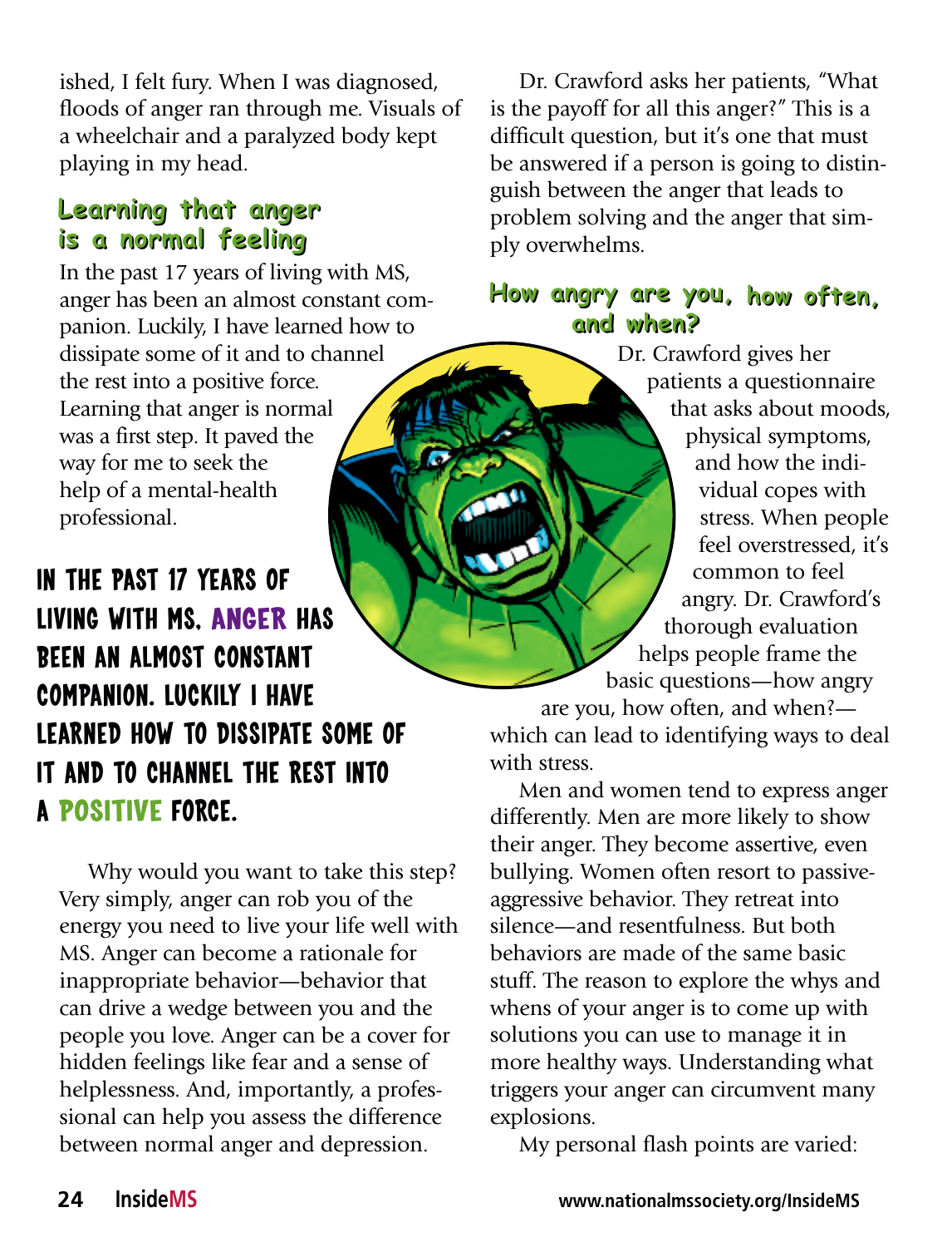ished, I felt fury. When I was diagnosed, floods of anger ran through me. Visuals of a wheelchair and a paralyzed body kept playing in my head.

## Learning that anger is a normal feeling

In the past 17 years of living with MS, anger has been an almost constant companion. Luckily, I have learned how to dissipate some of it and to channel the rest into a positive force. Learning that anger is normal was a first step. It paved the way for me to seek the help of a mental-health professional.

**IN THE PAST 17 YEARS OF LIVING WITH MS, ANGER HAS BEEN AN ALMOST CONSTANT COMPANION. LUCKILY I HAVE LEARNED HOW TO DISSIPATE SOME OF IT AND TO CHANNEL THE REST INTO A POSITIVE FORCE.**

Why would you want to take this step? Very simply, anger can rob you of the energy you need to live your life well with MS. Anger can become a rationale for inappropriate behavior—behavior that can drive a wedge between you and the people you love. Anger can be a cover for hidden feelings like fear and a sense of helplessness. And, importantly, a professional can help you assess the difference between normal anger and depression.

Dr. Crawford asks her patients, "What is the payoff for all this anger?" This is a difficult question, but it's one that must be answered if a person is going to distinguish between the anger that leads to problem solving and the anger that simply overwhelms.

## How angry are you, how often, and when?

Dr. Crawford gives her patients a questionnaire that asks about moods, physical symptoms, and how the individual copes with stress. When people feel overstressed, it's common to feel angry. Dr. Crawford's thorough evaluation helps people frame the basic questions—how angry are you, how often, and when?—which can lead to identifying ways to deal with stress.

Men and women tend to express anger differently. Men are more likely to show their anger. They become assertive, even bullying. Women often resort to passive-aggressive behavior. They retreat into silence—and resentfulness. But both behaviors are made of the same basic stuff. The reason to explore the whys and whens of your anger is to come up with solutions you can use to manage it in more healthy ways. Understanding what triggers your anger can circumvent many explosions.

My personal flash points are varied: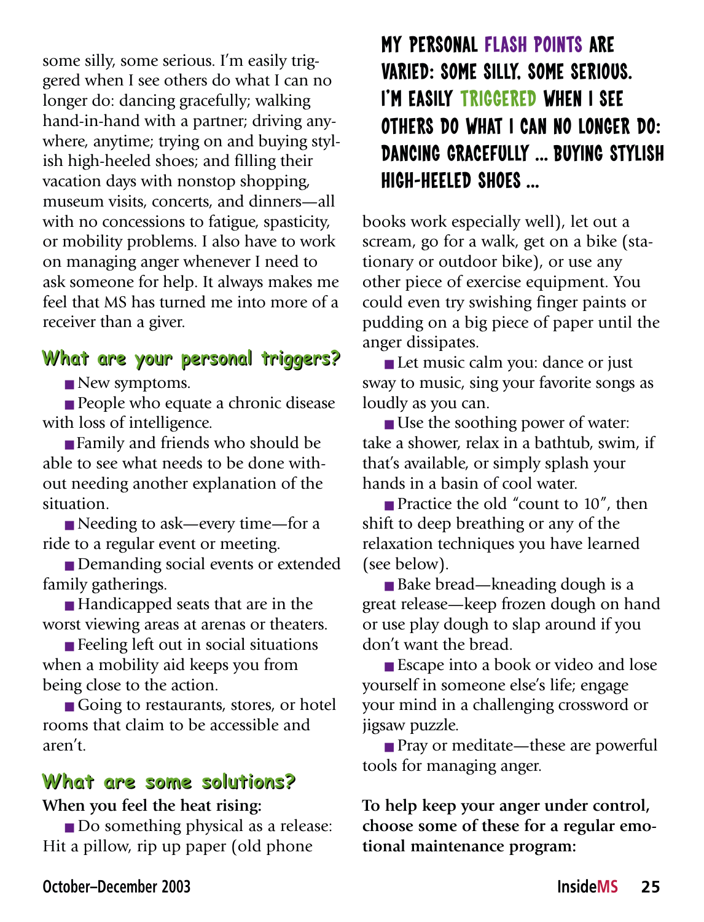some silly, some serious. I'm easily triggered when I see others do what I can no longer do: dancing gracefully; walking hand-in-hand with a partner; driving anywhere, anytime; trying on and buying stylish high-heeled shoes; and filling their vacation days with nonstop shopping, museum visits, concerts, and dinners—all with no concessions to fatigue, spasticity, or mobility problems. I also have to work on managing anger whenever I need to ask someone for help. It always makes me feel that MS has turned me into more of a receiver than a giver.

**MY PERSONAL FLASH POINTS ARE VARIED: SOME SILLY, SOME SERIOUS. I'M EASILY TRIGGERED WHEN I SEE OTHERS DO WHAT I CAN NO LONGER DO: DANCING GRACEFULLY ... BUYING STYLISH HIGH-HEELED SHOES ...**

## What are your personal triggers?

- New symptoms.
- People who equate a chronic disease with loss of intelligence.
- Family and friends who should be able to see what needs to be done without needing another explanation of the situation.
- Needing to ask—every time—for a ride to a regular event or meeting.
- Demanding social events or extended family gatherings.
- Handicapped seats that are in the worst viewing areas at arenas or theaters.
- Feeling left out in social situations when a mobility aid keeps you from being close to the action.
- Going to restaurants, stores, or hotel rooms that claim to be accessible and aren't.

## What are some solutions?

**When you feel the heat rising:**

- Do something physical as a release: Hit a pillow, rip up paper (old phone books work especially well), let out a scream, go for a walk, get on a bike (stationary or outdoor bike), or use any other piece of exercise equipment. You could even try swishing finger paints or pudding on a big piece of paper until the anger dissipates.
- Let music calm you: dance or just sway to music, sing your favorite songs as loudly as you can.
- Use the soothing power of water: take a shower, relax in a bathtub, swim, if that's available, or simply splash your hands in a basin of cool water.
- Practice the old "count to 10", then shift to deep breathing or any of the relaxation techniques you have learned (see below).
- Bake bread—kneading dough is a great release—keep frozen dough on hand or use play dough to slap around if you don't want the bread.
- Escape into a book or video and lose yourself in someone else's life; engage your mind in a challenging crossword or jigsaw puzzle.
- Pray or meditate—these are powerful tools for managing anger.

**To help keep your anger under control, choose some of these for a regular emotional maintenance program:**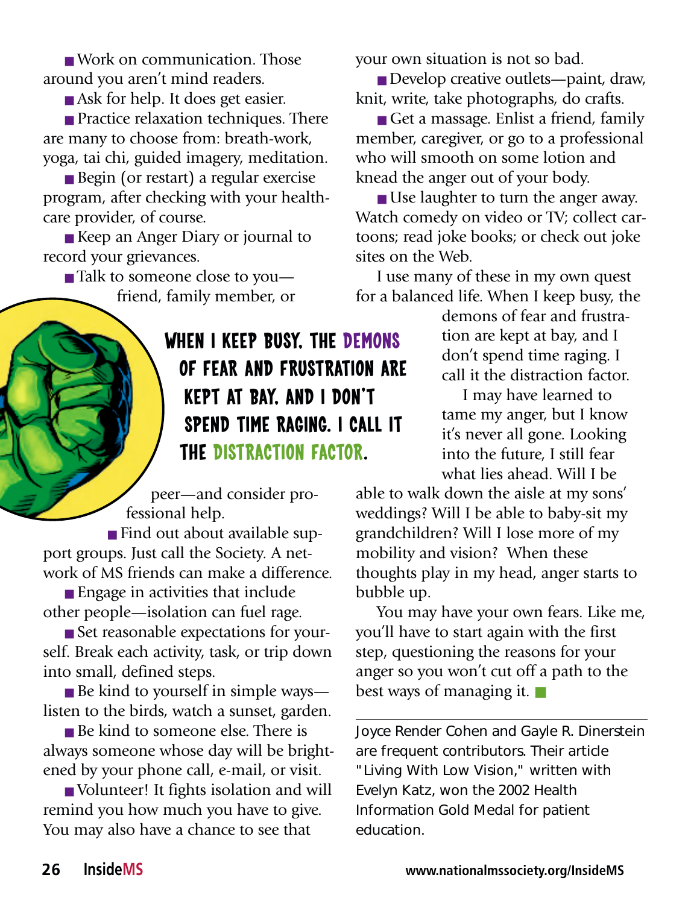- Work on communication. Those around you aren't mind readers.
- Ask for help. It does get easier.
- Practice relaxation techniques. There are many to choose from: breath-work, yoga, tai chi, guided imagery, meditation.
- Begin (or restart) a regular exercise program, after checking with your health-care provider, of course.
- Keep an Anger Diary or journal to record your grievances.
- Talk to someone close to you—friend, family member, or peer—and consider professional help.
- Find out about available support groups. Just call the Society. A network of MS friends can make a difference.
- Engage in activities that include other people—isolation can fuel rage.
- Set reasonable expectations for yourself. Break each activity, task, or trip down into small, defined steps.
- Be kind to yourself in simple ways—listen to the birds, watch a sunset, garden.
- Be kind to someone else. There is always someone whose day will be brightened by your phone call, e-mail, or visit.
- Volunteer! It fights isolation and will remind you how much you have to give. You may also have a chance to see that your own situation is not so bad.
- Develop creative outlets—paint, draw, knit, write, take photographs, do crafts.
- Get a massage. Enlist a friend, family member, caregiver, or go to a professional who will smooth on some lotion and knead the anger out of your body.
- Use laughter to turn the anger away. Watch comedy on video or TV; collect cartoons; read joke books; or check out joke sites on the Web.

**WHEN I KEEP BUSY, THE DEMONS OF FEAR AND FRUSTRATION ARE KEPT AT BAY, AND I DON'T SPEND TIME RAGING. I CALL IT THE DISTRACTION FACTOR.**

I use many of these in my own quest for a balanced life. When I keep busy, the demons of fear and frustration are kept at bay, and I don't spend time raging. I call it the distraction factor.

I may have learned to tame my anger, but I know it's never all gone. Looking into the future, I still fear what lies ahead. Will I be able to walk down the aisle at my sons' weddings? Will I be able to baby-sit my grandchildren? Will I lose more of my mobility and vision? When these thoughts play in my head, anger starts to bubble up.

You may have your own fears. Like me, you'll have to start again with the first step, questioning the reasons for your anger so you won't cut off a path to the best ways of managing it. ■

---

Joyce Render Cohen and Gayle R. Dinerstein are frequent contributors. Their article "Living With Low Vision," written with Evelyn Katz, won the 2002 Health Information Gold Medal for patient education.